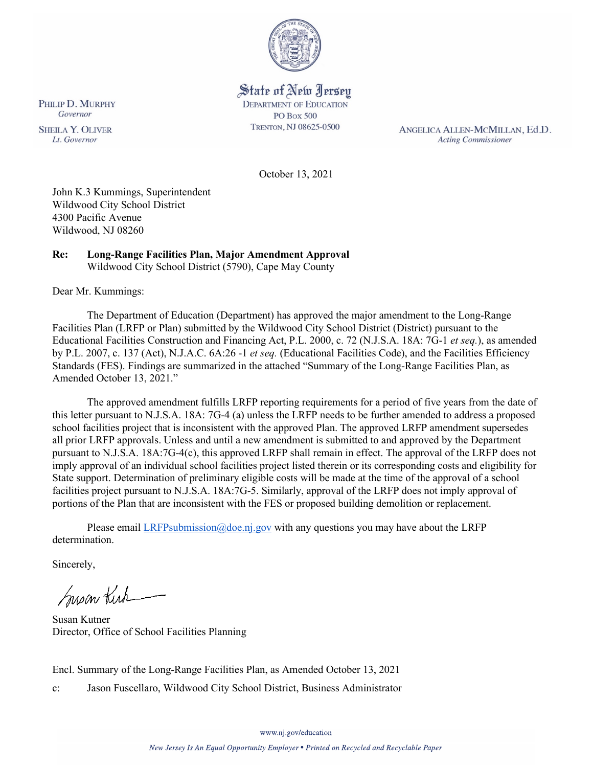State of New Jersey
DEPARTMENT OF EDUCATION
PO Box 500
TRENTON, NJ 08625-0500

PHILIP D. MURPHY
*Governor*

SHEILA Y. OLIVER
*Lt. Governor*

ANGELICA ALLEN-MCMILLAN, Ed.D.
*Acting Commissioner*

October 13, 2021

John K.3 Kummings, Superintendent
Wildwood City School District
4300 Pacific Avenue
Wildwood, NJ 08260

**Re: Long-Range Facilities Plan, Major Amendment Approval**
Wildwood City School District (5790), Cape May County

Dear Mr. Kummings:

The Department of Education (Department) has approved the major amendment to the Long-Range Facilities Plan (LRFP or Plan) submitted by the Wildwood City School District (District) pursuant to the Educational Facilities Construction and Financing Act, P.L. 2000, c. 72 (N.J.S.A. 18A: 7G-1 *et seq.*), as amended by P.L. 2007, c. 137 (Act), N.J.A.C. 6A:26 -1 *et seq.* (Educational Facilities Code), and the Facilities Efficiency Standards (FES). Findings are summarized in the attached "Summary of the Long-Range Facilities Plan, as Amended October 13, 2021."

The approved amendment fulfills LRFP reporting requirements for a period of five years from the date of this letter pursuant to N.J.S.A. 18A: 7G-4 (a) unless the LRFP needs to be further amended to address a proposed school facilities project that is inconsistent with the approved Plan. The approved LRFP amendment supersedes all prior LRFP approvals. Unless and until a new amendment is submitted to and approved by the Department pursuant to N.J.S.A. 18A:7G-4(c), this approved LRFP shall remain in effect. The approval of the LRFP does not imply approval of an individual school facilities project listed therein or its corresponding costs and eligibility for State support. Determination of preliminary eligible costs will be made at the time of the approval of a school facilities project pursuant to N.J.S.A. 18A:7G-5. Similarly, approval of the LRFP does not imply approval of portions of the Plan that are inconsistent with the FES or proposed building demolition or replacement.

Please email LRFPsubmission@doe.nj.gov with any questions you may have about the LRFP determination.

Sincerely,

Susan Kutner
Director, Office of School Facilities Planning

Encl. Summary of the Long-Range Facilities Plan, as Amended October 13, 2021

c: Jason Fuscellaro, Wildwood City School District, Business Administrator

www.nj.gov/education

*New Jersey Is An Equal Opportunity Employer • Printed on Recycled and Recyclable Paper*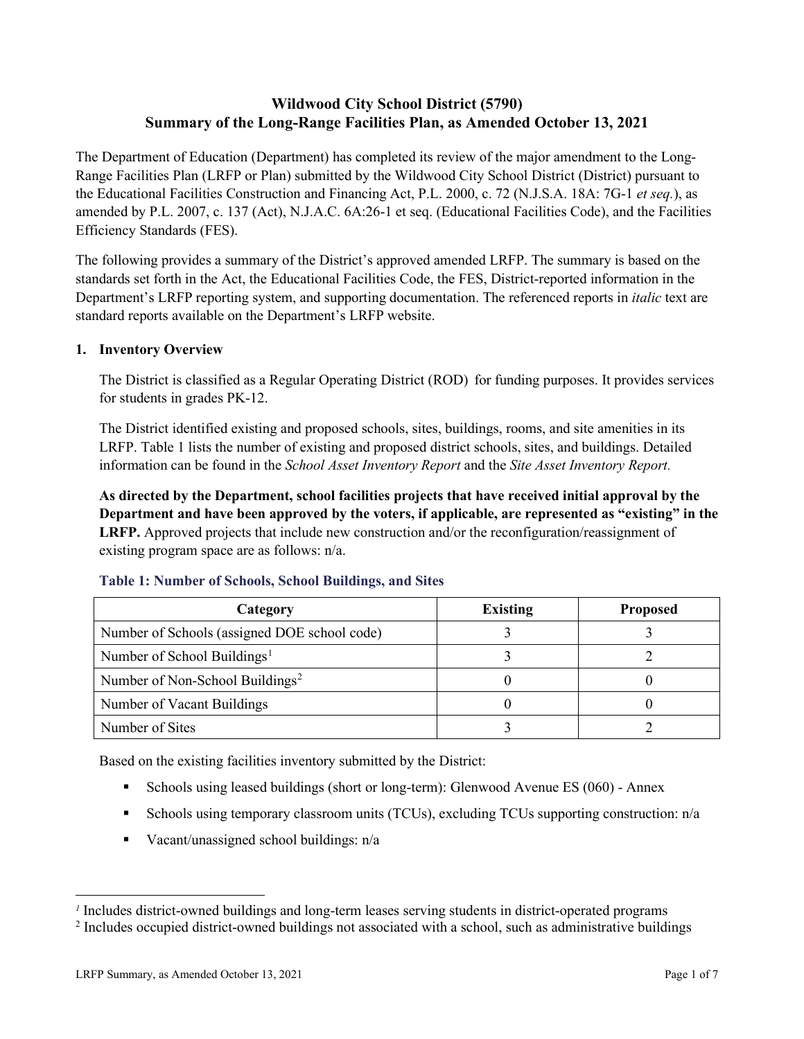# Wildwood City School District (5790)
# Summary of the Long-Range Facilities Plan, as Amended October 13, 2021

The Department of Education (Department) has completed its review of the major amendment to the Long-Range Facilities Plan (LRFP or Plan) submitted by the Wildwood City School District (District) pursuant to the Educational Facilities Construction and Financing Act, P.L. 2000, c. 72 (N.J.S.A. 18A: 7G-1 *et seq.*), as amended by P.L. 2007, c. 137 (Act), N.J.A.C. 6A:26-1 et seq. (Educational Facilities Code), and the Facilities Efficiency Standards (FES).

The following provides a summary of the District's approved amended LRFP. The summary is based on the standards set forth in the Act, the Educational Facilities Code, the FES, District-reported information in the Department's LRFP reporting system, and supporting documentation. The referenced reports in *italic* text are standard reports available on the Department's LRFP website.

## 1. Inventory Overview

The District is classified as a Regular Operating District (ROD) for funding purposes. It provides services for students in grades PK-12.

The District identified existing and proposed schools, sites, buildings, rooms, and site amenities in its LRFP. Table 1 lists the number of existing and proposed district schools, sites, and buildings. Detailed information can be found in the *School Asset Inventory Report* and the *Site Asset Inventory Report.*

**As directed by the Department, school facilities projects that have received initial approval by the Department and have been approved by the voters, if applicable, are represented as "existing" in the LRFP.** Approved projects that include new construction and/or the reconfiguration/reassignment of existing program space are as follows: n/a.

### Table 1: Number of Schools, School Buildings, and Sites

| Category | Existing | Proposed |
|---|---|---|
| Number of Schools (assigned DOE school code) | 3 | 3 |
| Number of School Buildings[1] | 3 | 2 |
| Number of Non-School Buildings[2] | 0 | 0 |
| Number of Vacant Buildings | 0 | 0 |
| Number of Sites | 3 | 2 |

Based on the existing facilities inventory submitted by the District:

- Schools using leased buildings (short or long-term): Glenwood Avenue ES (060) - Annex
- Schools using temporary classroom units (TCUs), excluding TCUs supporting construction: n/a
- Vacant/unassigned school buildings: n/a

---

[1] Includes district-owned buildings and long-term leases serving students in district-operated programs

[2] Includes occupied district-owned buildings not associated with a school, such as administrative buildings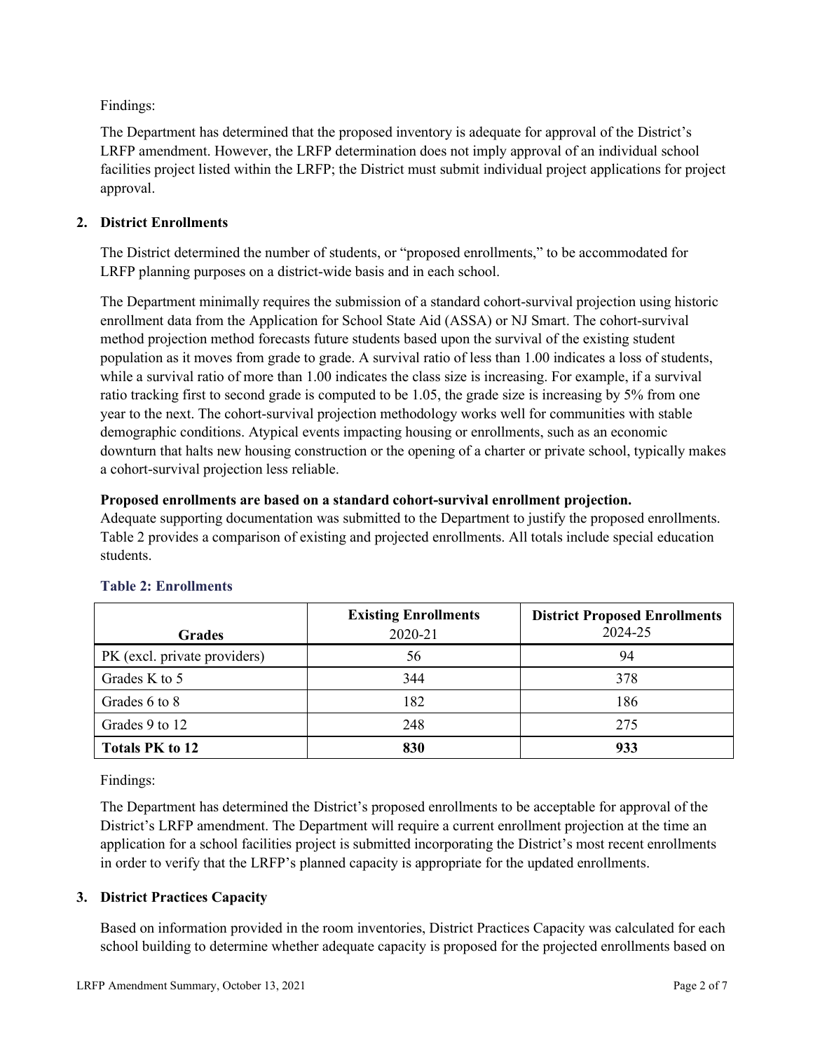Findings:

The Department has determined that the proposed inventory is adequate for approval of the District's LRFP amendment. However, the LRFP determination does not imply approval of an individual school facilities project listed within the LRFP; the District must submit individual project applications for project approval.

## 2. District Enrollments

The District determined the number of students, or "proposed enrollments," to be accommodated for LRFP planning purposes on a district-wide basis and in each school.

The Department minimally requires the submission of a standard cohort-survival projection using historic enrollment data from the Application for School State Aid (ASSA) or NJ Smart. The cohort-survival method projection method forecasts future students based upon the survival of the existing student population as it moves from grade to grade. A survival ratio of less than 1.00 indicates a loss of students, while a survival ratio of more than 1.00 indicates the class size is increasing. For example, if a survival ratio tracking first to second grade is computed to be 1.05, the grade size is increasing by 5% from one year to the next. The cohort-survival projection methodology works well for communities with stable demographic conditions. Atypical events impacting housing or enrollments, such as an economic downturn that halts new housing construction or the opening of a charter or private school, typically makes a cohort-survival projection less reliable.

**Proposed enrollments are based on a standard cohort-survival enrollment projection.**
Adequate supporting documentation was submitted to the Department to justify the proposed enrollments. Table 2 provides a comparison of existing and projected enrollments. All totals include special education students.

### Table 2: Enrollments

| Grades | Existing Enrollments 2020-21 | District Proposed Enrollments 2024-25 |
|---|---|---|
| PK (excl. private providers) | 56 | 94 |
| Grades K to 5 | 344 | 378 |
| Grades 6 to 8 | 182 | 186 |
| Grades 9 to 12 | 248 | 275 |
| **Totals PK to 12** | **830** | **933** |

Findings:

The Department has determined the District's proposed enrollments to be acceptable for approval of the District's LRFP amendment. The Department will require a current enrollment projection at the time an application for a school facilities project is submitted incorporating the District's most recent enrollments in order to verify that the LRFP's planned capacity is appropriate for the updated enrollments.

## 3. District Practices Capacity

Based on information provided in the room inventories, District Practices Capacity was calculated for each school building to determine whether adequate capacity is proposed for the projected enrollments based on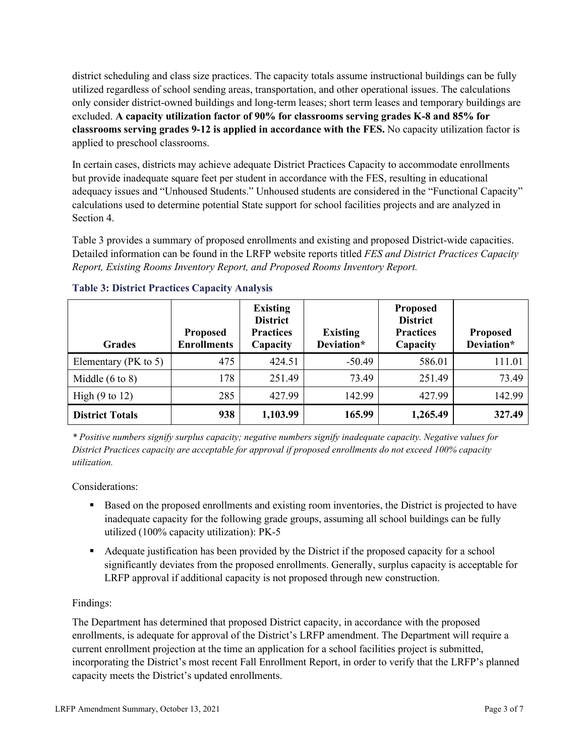district scheduling and class size practices. The capacity totals assume instructional buildings can be fully utilized regardless of school sending areas, transportation, and other operational issues. The calculations only consider district-owned buildings and long-term leases; short term leases and temporary buildings are excluded. **A capacity utilization factor of 90% for classrooms serving grades K-8 and 85% for classrooms serving grades 9-12 is applied in accordance with the FES.** No capacity utilization factor is applied to preschool classrooms.

In certain cases, districts may achieve adequate District Practices Capacity to accommodate enrollments but provide inadequate square feet per student in accordance with the FES, resulting in educational adequacy issues and "Unhoused Students." Unhoused students are considered in the "Functional Capacity" calculations used to determine potential State support for school facilities projects and are analyzed in Section 4.

Table 3 provides a summary of proposed enrollments and existing and proposed District-wide capacities. Detailed information can be found in the LRFP website reports titled *FES and District Practices Capacity Report, Existing Rooms Inventory Report, and Proposed Rooms Inventory Report.*

### Table 3: District Practices Capacity Analysis

| Grades | Proposed Enrollments | Existing District Practices Capacity | Existing Deviation* | Proposed District Practices Capacity | Proposed Deviation* |
|---|---|---|---|---|---|
| Elementary (PK to 5) | 475 | 424.51 | -50.49 | 586.01 | 111.01 |
| Middle (6 to 8) | 178 | 251.49 | 73.49 | 251.49 | 73.49 |
| High (9 to 12) | 285 | 427.99 | 142.99 | 427.99 | 142.99 |
| **District Totals** | **938** | **1,103.99** | **165.99** | **1,265.49** | **327.49** |

*\* Positive numbers signify surplus capacity; negative numbers signify inadequate capacity. Negative values for District Practices capacity are acceptable for approval if proposed enrollments do not exceed 100% capacity utilization.*

Considerations:

- Based on the proposed enrollments and existing room inventories, the District is projected to have inadequate capacity for the following grade groups, assuming all school buildings can be fully utilized (100% capacity utilization): PK-5
- Adequate justification has been provided by the District if the proposed capacity for a school significantly deviates from the proposed enrollments. Generally, surplus capacity is acceptable for LRFP approval if additional capacity is not proposed through new construction.

Findings:

The Department has determined that proposed District capacity, in accordance with the proposed enrollments, is adequate for approval of the District's LRFP amendment. The Department will require a current enrollment projection at the time an application for a school facilities project is submitted, incorporating the District's most recent Fall Enrollment Report, in order to verify that the LRFP's planned capacity meets the District's updated enrollments.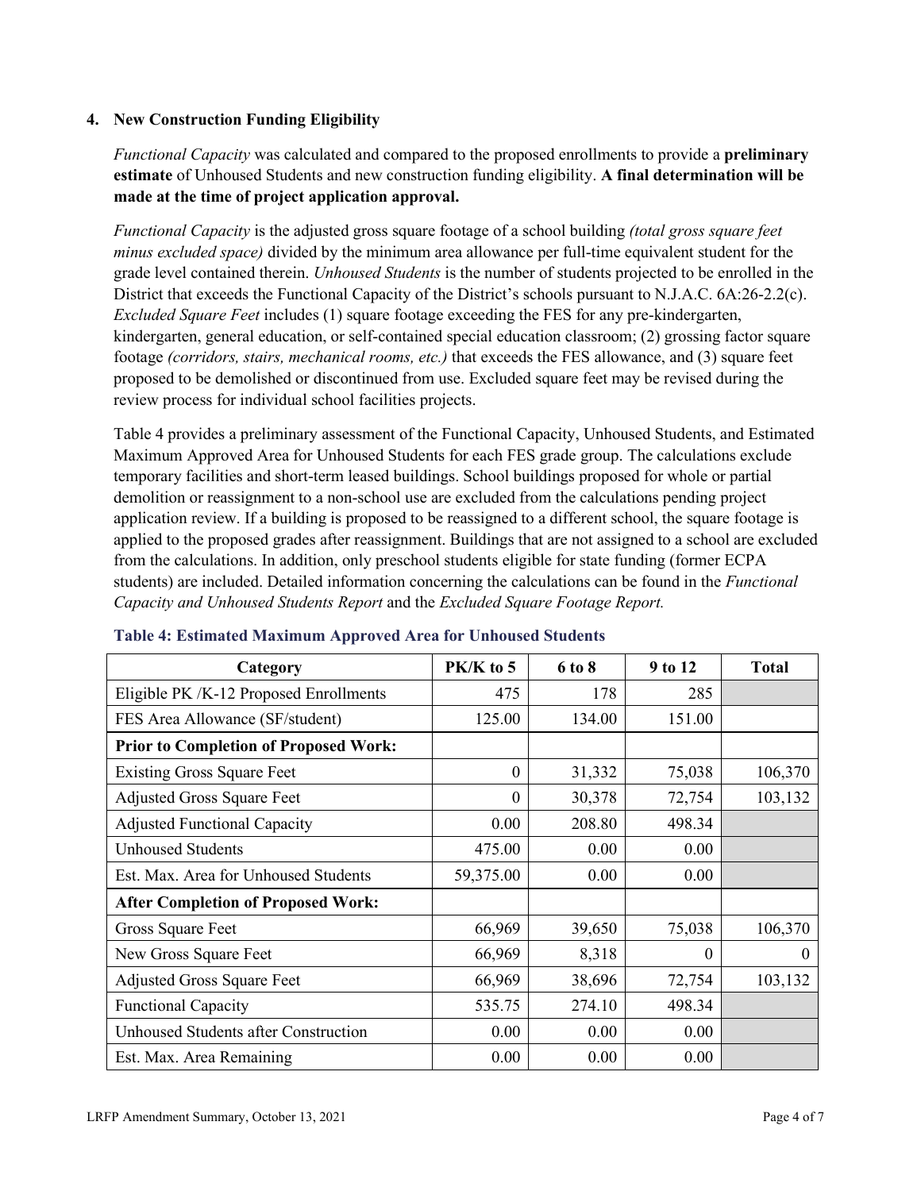### 4. New Construction Funding Eligibility

*Functional Capacity* was calculated and compared to the proposed enrollments to provide a **preliminary estimate** of Unhoused Students and new construction funding eligibility. **A final determination will be made at the time of project application approval.**

*Functional Capacity* is the adjusted gross square footage of a school building *(total gross square feet minus excluded space)* divided by the minimum area allowance per full-time equivalent student for the grade level contained therein. *Unhoused Students* is the number of students projected to be enrolled in the District that exceeds the Functional Capacity of the District's schools pursuant to N.J.A.C. 6A:26-2.2(c). *Excluded Square Feet* includes (1) square footage exceeding the FES for any pre-kindergarten, kindergarten, general education, or self-contained special education classroom; (2) grossing factor square footage *(corridors, stairs, mechanical rooms, etc.)* that exceeds the FES allowance, and (3) square feet proposed to be demolished or discontinued from use. Excluded square feet may be revised during the review process for individual school facilities projects.

Table 4 provides a preliminary assessment of the Functional Capacity, Unhoused Students, and Estimated Maximum Approved Area for Unhoused Students for each FES grade group. The calculations exclude temporary facilities and short-term leased buildings. School buildings proposed for whole or partial demolition or reassignment to a non-school use are excluded from the calculations pending project application review. If a building is proposed to be reassigned to a different school, the square footage is applied to the proposed grades after reassignment. Buildings that are not assigned to a school are excluded from the calculations. In addition, only preschool students eligible for state funding (former ECPA students) are included. Detailed information concerning the calculations can be found in the *Functional Capacity and Unhoused Students Report* and the *Excluded Square Footage Report.*

**Table 4: Estimated Maximum Approved Area for Unhoused Students**

| Category | PK/K to 5 | 6 to 8 | 9 to 12 | Total |
|---|---|---|---|---|
| Eligible PK /K-12 Proposed Enrollments | 475 | 178 | 285 | |
| FES Area Allowance (SF/student) | 125.00 | 134.00 | 151.00 | |
| **Prior to Completion of Proposed Work:** | | | | |
| Existing Gross Square Feet | 0 | 31,332 | 75,038 | 106,370 |
| Adjusted Gross Square Feet | 0 | 30,378 | 72,754 | 103,132 |
| Adjusted Functional Capacity | 0.00 | 208.80 | 498.34 | |
| Unhoused Students | 475.00 | 0.00 | 0.00 | |
| Est. Max. Area for Unhoused Students | 59,375.00 | 0.00 | 0.00 | |
| **After Completion of Proposed Work:** | | | | |
| Gross Square Feet | 66,969 | 39,650 | 75,038 | 106,370 |
| New Gross Square Feet | 66,969 | 8,318 | 0 | 0 |
| Adjusted Gross Square Feet | 66,969 | 38,696 | 72,754 | 103,132 |
| Functional Capacity | 535.75 | 274.10 | 498.34 | |
| Unhoused Students after Construction | 0.00 | 0.00 | 0.00 | |
| Est. Max. Area Remaining | 0.00 | 0.00 | 0.00 | |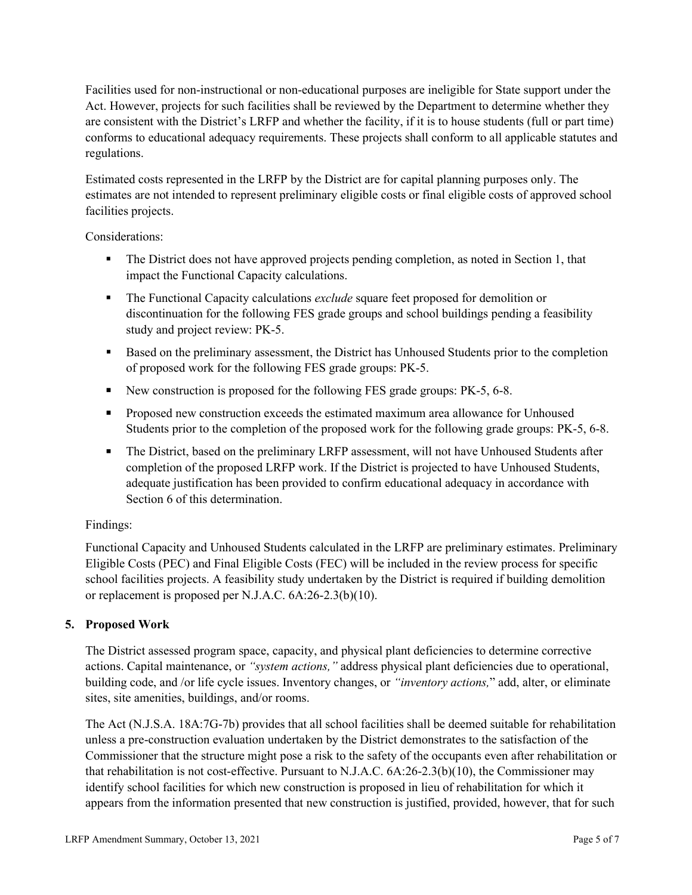Facilities used for non-instructional or non-educational purposes are ineligible for State support under the Act. However, projects for such facilities shall be reviewed by the Department to determine whether they are consistent with the District's LRFP and whether the facility, if it is to house students (full or part time) conforms to educational adequacy requirements. These projects shall conform to all applicable statutes and regulations.

Estimated costs represented in the LRFP by the District are for capital planning purposes only. The estimates are not intended to represent preliminary eligible costs or final eligible costs of approved school facilities projects.

Considerations:

- The District does not have approved projects pending completion, as noted in Section 1, that impact the Functional Capacity calculations.
- The Functional Capacity calculations *exclude* square feet proposed for demolition or discontinuation for the following FES grade groups and school buildings pending a feasibility study and project review: PK-5.
- Based on the preliminary assessment, the District has Unhoused Students prior to the completion of proposed work for the following FES grade groups: PK-5.
- New construction is proposed for the following FES grade groups: PK-5, 6-8.
- Proposed new construction exceeds the estimated maximum area allowance for Unhoused Students prior to the completion of the proposed work for the following grade groups: PK-5, 6-8.
- The District, based on the preliminary LRFP assessment, will not have Unhoused Students after completion of the proposed LRFP work. If the District is projected to have Unhoused Students, adequate justification has been provided to confirm educational adequacy in accordance with Section 6 of this determination.

Findings:

Functional Capacity and Unhoused Students calculated in the LRFP are preliminary estimates. Preliminary Eligible Costs (PEC) and Final Eligible Costs (FEC) will be included in the review process for specific school facilities projects. A feasibility study undertaken by the District is required if building demolition or replacement is proposed per N.J.A.C. 6A:26-2.3(b)(10).

## 5. Proposed Work

The District assessed program space, capacity, and physical plant deficiencies to determine corrective actions. Capital maintenance, or *"system actions,"* address physical plant deficiencies due to operational, building code, and /or life cycle issues. Inventory changes, or *"inventory actions,"* add, alter, or eliminate sites, site amenities, buildings, and/or rooms.

The Act (N.J.S.A. 18A:7G-7b) provides that all school facilities shall be deemed suitable for rehabilitation unless a pre-construction evaluation undertaken by the District demonstrates to the satisfaction of the Commissioner that the structure might pose a risk to the safety of the occupants even after rehabilitation or that rehabilitation is not cost-effective. Pursuant to N.J.A.C. 6A:26-2.3(b)(10), the Commissioner may identify school facilities for which new construction is proposed in lieu of rehabilitation for which it appears from the information presented that new construction is justified, provided, however, that for such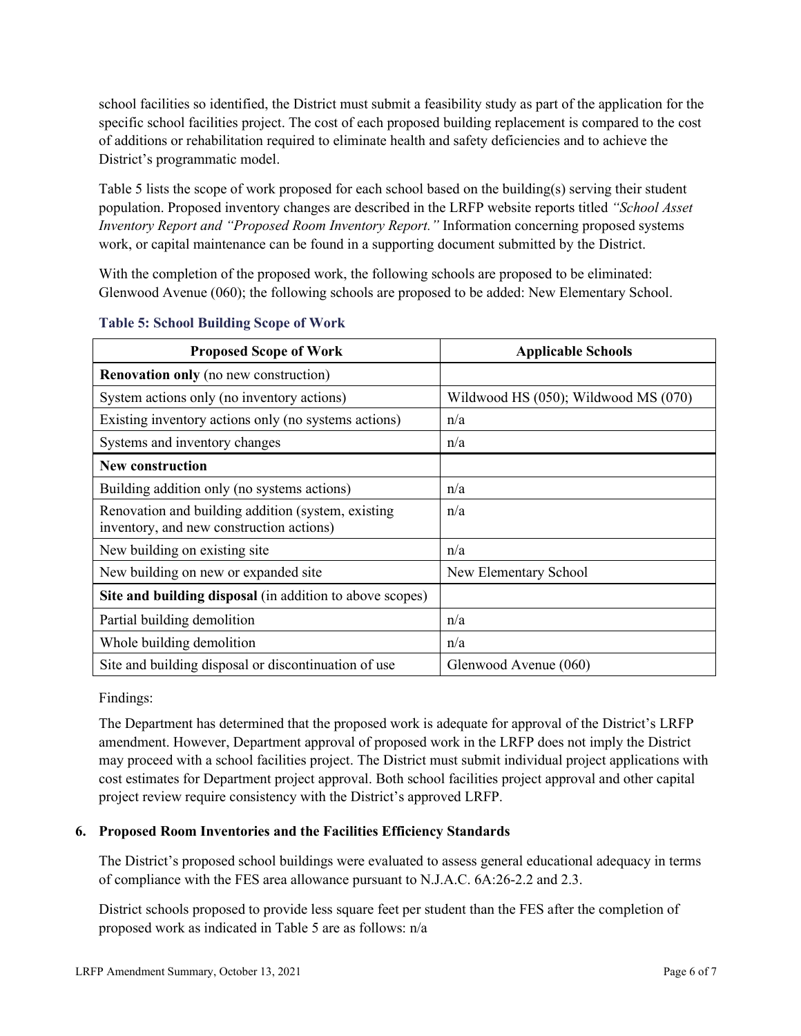school facilities so identified, the District must submit a feasibility study as part of the application for the specific school facilities project. The cost of each proposed building replacement is compared to the cost of additions or rehabilitation required to eliminate health and safety deficiencies and to achieve the District's programmatic model.

Table 5 lists the scope of work proposed for each school based on the building(s) serving their student population. Proposed inventory changes are described in the LRFP website reports titled *"School Asset Inventory Report and "Proposed Room Inventory Report."* Information concerning proposed systems work, or capital maintenance can be found in a supporting document submitted by the District.

With the completion of the proposed work, the following schools are proposed to be eliminated: Glenwood Avenue (060); the following schools are proposed to be added: New Elementary School.

**Table 5: School Building Scope of Work**

| Proposed Scope of Work | Applicable Schools |
| --- | --- |
| **Renovation only** (no new construction) | |
| System actions only (no inventory actions) | Wildwood HS (050); Wildwood MS (070) |
| Existing inventory actions only (no systems actions) | n/a |
| Systems and inventory changes | n/a |
| **New construction** | |
| Building addition only (no systems actions) | n/a |
| Renovation and building addition (system, existing inventory, and new construction actions) | n/a |
| New building on existing site | n/a |
| New building on new or expanded site | New Elementary School |
| **Site and building disposal** (in addition to above scopes) | |
| Partial building demolition | n/a |
| Whole building demolition | n/a |
| Site and building disposal or discontinuation of use | Glenwood Avenue (060) |

Findings:

The Department has determined that the proposed work is adequate for approval of the District's LRFP amendment. However, Department approval of proposed work in the LRFP does not imply the District may proceed with a school facilities project. The District must submit individual project applications with cost estimates for Department project approval. Both school facilities project approval and other capital project review require consistency with the District's approved LRFP.

### 6. Proposed Room Inventories and the Facilities Efficiency Standards

The District's proposed school buildings were evaluated to assess general educational adequacy in terms of compliance with the FES area allowance pursuant to N.J.A.C. 6A:26-2.2 and 2.3.

District schools proposed to provide less square feet per student than the FES after the completion of proposed work as indicated in Table 5 are as follows: n/a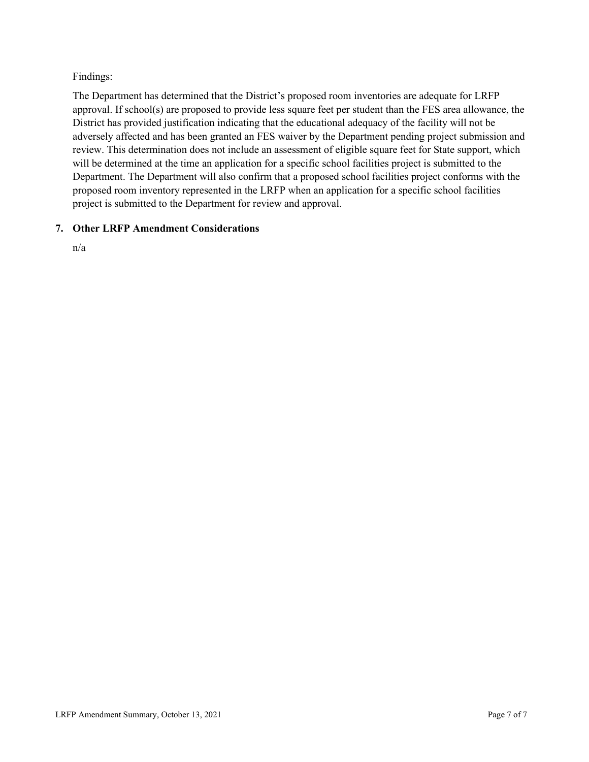Findings:

The Department has determined that the District's proposed room inventories are adequate for LRFP approval. If school(s) are proposed to provide less square feet per student than the FES area allowance, the District has provided justification indicating that the educational adequacy of the facility will not be adversely affected and has been granted an FES waiver by the Department pending project submission and review. This determination does not include an assessment of eligible square feet for State support, which will be determined at the time an application for a specific school facilities project is submitted to the Department. The Department will also confirm that a proposed school facilities project conforms with the proposed room inventory represented in the LRFP when an application for a specific school facilities project is submitted to the Department for review and approval.

## 7. Other LRFP Amendment Considerations

n/a